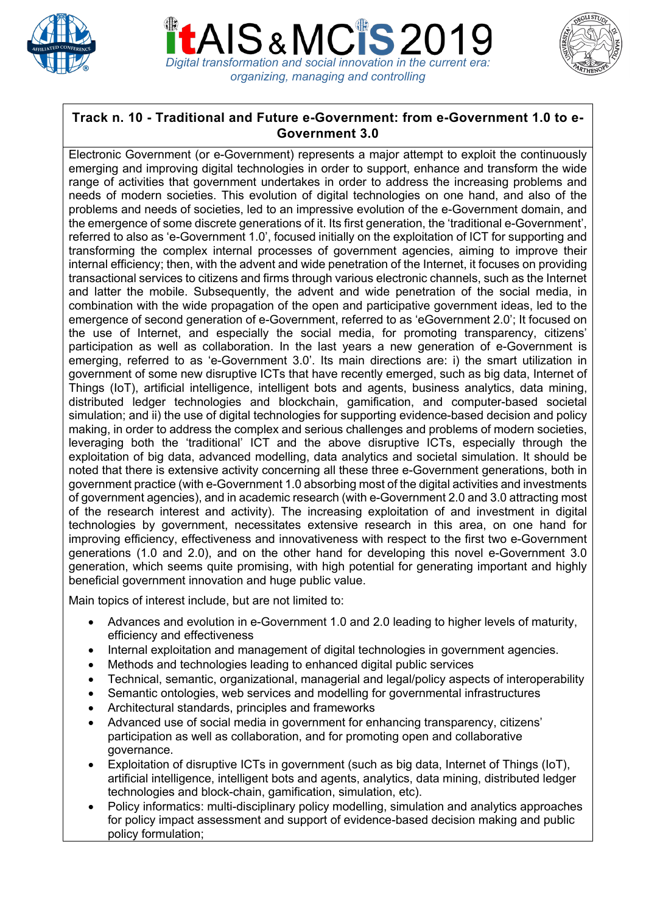# itAIS & MCIS 2019

*Digital transformation and social innovation in the current era: organizing, managing and controlling*

## Track n. 10 - Traditional and Future e-Government: from e-Government 1.0 to e-Government 3.0

Electronic Government (or e-Government) represents a major attempt to exploit the continuously emerging and improving digital technologies in order to support, enhance and transform the wide range of activities that government undertakes in order to address the increasing problems and needs of modern societies. This evolution of digital technologies on one hand, and also of the problems and needs of societies, led to an impressive evolution of the e-Government domain, and the emergence of some discrete generations of it. Its first generation, the 'traditional e-Government', referred to also as 'e-Government 1.0', focused initially on the exploitation of ICT for supporting and transforming the complex internal processes of government agencies, aiming to improve their internal efficiency; then, with the advent and wide penetration of the Internet, it focuses on providing transactional services to citizens and firms through various electronic channels, such as the Internet and latter the mobile. Subsequently, the advent and wide penetration of the social media, in combination with the wide propagation of the open and participative government ideas, led to the emergence of second generation of e-Government, referred to as 'eGovernment 2.0'; It focused on the use of Internet, and especially the social media, for promoting transparency, citizens' participation as well as collaboration. In the last years a new generation of e-Government is emerging, referred to as 'e-Government 3.0'. Its main directions are: i) the smart utilization in government of some new disruptive ICTs that have recently emerged, such as big data, Internet of Things (IoT), artificial intelligence, intelligent bots and agents, business analytics, data mining, distributed ledger technologies and blockchain, gamification, and computer-based societal simulation; and ii) the use of digital technologies for supporting evidence-based decision and policy making, in order to address the complex and serious challenges and problems of modern societies, leveraging both the 'traditional' ICT and the above disruptive ICTs, especially through the exploitation of big data, advanced modelling, data analytics and societal simulation. It should be noted that there is extensive activity concerning all these three e-Government generations, both in government practice (with e-Government 1.0 absorbing most of the digital activities and investments of government agencies), and in academic research (with e-Government 2.0 and 3.0 attracting most of the research interest and activity). The increasing exploitation of and investment in digital technologies by government, necessitates extensive research in this area, on one hand for improving efficiency, effectiveness and innovativeness with respect to the first two e-Government generations (1.0 and 2.0), and on the other hand for developing this novel e-Government 3.0 generation, which seems quite promising, with high potential for generating important and highly beneficial government innovation and huge public value.

Main topics of interest include, but are not limited to:

- Advances and evolution in e-Government 1.0 and 2.0 leading to higher levels of maturity, efficiency and effectiveness
- Internal exploitation and management of digital technologies in government agencies.
- Methods and technologies leading to enhanced digital public services
- Technical, semantic, organizational, managerial and legal/policy aspects of interoperability
- Semantic ontologies, web services and modelling for governmental infrastructures
- Architectural standards, principles and frameworks
- Advanced use of social media in government for enhancing transparency, citizens' participation as well as collaboration, and for promoting open and collaborative governance.
- Exploitation of disruptive ICTs in government (such as big data, Internet of Things (IoT), artificial intelligence, intelligent bots and agents, analytics, data mining, distributed ledger technologies and block-chain, gamification, simulation, etc).
- Policy informatics: multi-disciplinary policy modelling, simulation and analytics approaches for policy impact assessment and support of evidence-based decision making and public policy formulation;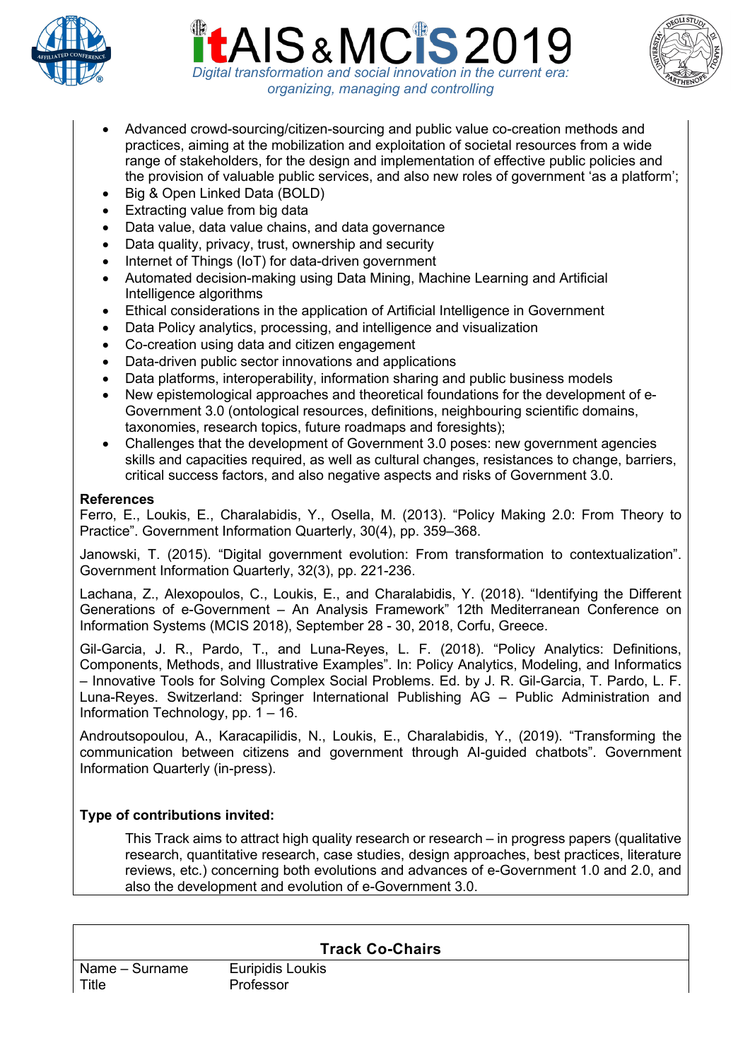- Advanced crowd-sourcing/citizen-sourcing and public value co-creation methods and practices, aiming at the mobilization and exploitation of societal resources from a wide range of stakeholders, for the design and implementation of effective public policies and the provision of valuable public services, and also new roles of government 'as a platform';
- Big & Open Linked Data (BOLD)
- Extracting value from big data
- Data value, data value chains, and data governance
- Data quality, privacy, trust, ownership and security
- Internet of Things (IoT) for data-driven government
- Automated decision-making using Data Mining, Machine Learning and Artificial Intelligence algorithms
- Ethical considerations in the application of Artificial Intelligence in Government
- Data Policy analytics, processing, and intelligence and visualization
- Co-creation using data and citizen engagement
- Data-driven public sector innovations and applications
- Data platforms, interoperability, information sharing and public business models
- New epistemological approaches and theoretical foundations for the development of e-Government 3.0 (ontological resources, definitions, neighbouring scientific domains, taxonomies, research topics, future roadmaps and foresights);
- Challenges that the development of Government 3.0 poses: new government agencies skills and capacities required, as well as cultural changes, resistances to change, barriers, critical success factors, and also negative aspects and risks of Government 3.0.

**References**

Ferro, E., Loukis, E., Charalabidis, Y., Osella, M. (2013). "Policy Making 2.0: From Theory to Practice". Government Information Quarterly, 30(4), pp. 359–368.

Janowski, T. (2015). "Digital government evolution: From transformation to contextualization". Government Information Quarterly, 32(3), pp. 221-236.

Lachana, Z., Alexopoulos, C., Loukis, E., and Charalabidis, Y. (2018). "Identifying the Different Generations of e-Government – An Analysis Framework" 12th Mediterranean Conference on Information Systems (MCIS 2018), September 28 - 30, 2018, Corfu, Greece.

Gil-Garcia, J. R., Pardo, T., and Luna-Reyes, L. F. (2018). "Policy Analytics: Definitions, Components, Methods, and Illustrative Examples". In: Policy Analytics, Modeling, and Informatics – Innovative Tools for Solving Complex Social Problems. Ed. by J. R. Gil-Garcia, T. Pardo, L. F. Luna-Reyes. Switzerland: Springer International Publishing AG – Public Administration and Information Technology, pp. 1 – 16.

Androutsopoulou, A., Karacapilidis, N., Loukis, E., Charalabidis, Y., (2019). "Transforming the communication between citizens and government through AI-guided chatbots". Government Information Quarterly (in-press).

**Type of contributions invited:**

This Track aims to attract high quality research or research – in progress papers (qualitative research, quantitative research, case studies, design approaches, best practices, literature reviews, etc.) concerning both evolutions and advances of e-Government 1.0 and 2.0, and also the development and evolution of e-Government 3.0.

| Track Co-Chairs | |
|---|---|
| Name – Surname | Euripidis Loukis |
| Title | Professor |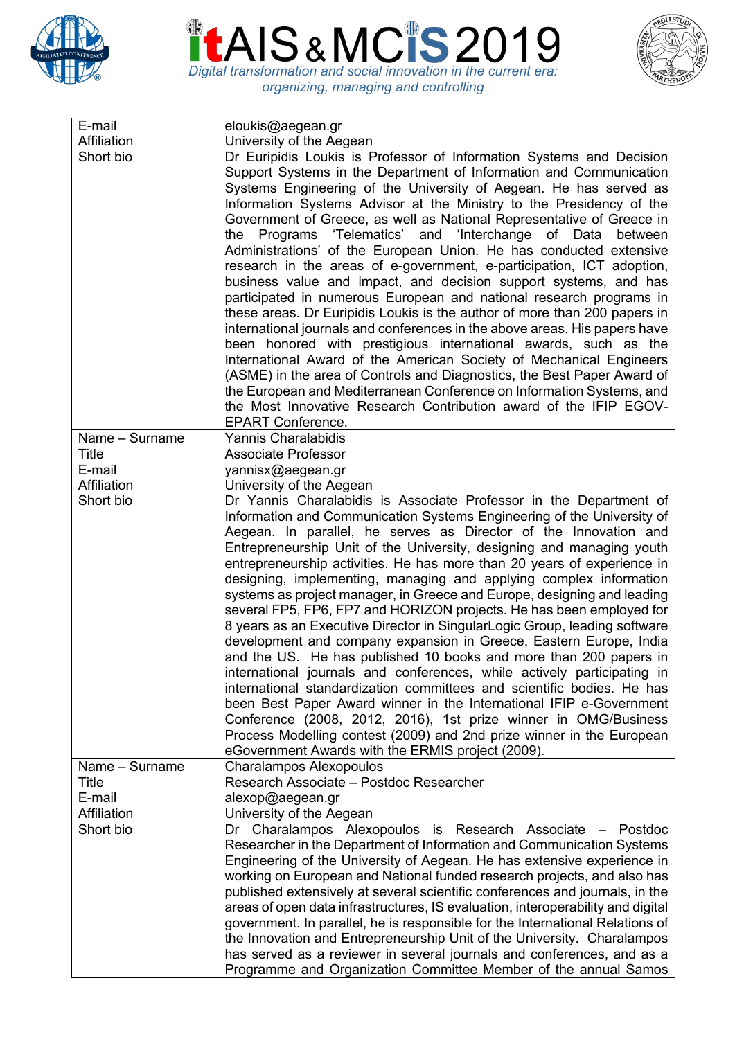| | |
|---|---|
| E-mail | eloukis@aegean.gr |
| Affiliation | University of the Aegean |
| Short bio | Dr Euripidis Loukis is Professor of Information Systems and Decision Support Systems in the Department of Information and Communication Systems Engineering of the University of Aegean. He has served as Information Systems Advisor at the Ministry to the Presidency of the Government of Greece, as well as National Representative of Greece in the Programs 'Telematics' and 'Interchange of Data between Administrations' of the European Union. He has conducted extensive research in the areas of e-government, e-participation, ICT adoption, business value and impact, and decision support systems, and has participated in numerous European and national research programs in these areas. Dr Euripidis Loukis is the author of more than 200 papers in international journals and conferences in the above areas. His papers have been honored with prestigious international awards, such as the International Award of the American Society of Mechanical Engineers (ASME) in the area of Controls and Diagnostics, the Best Paper Award of the European and Mediterranean Conference on Information Systems, and the Most Innovative Research Contribution award of the IFIP EGOV-EPART Conference. |
| Name – Surname | Yannis Charalabidis |
| Title | Associate Professor |
| E-mail | yannisx@aegean.gr |
| Affiliation | University of the Aegean |
| Short bio | Dr Yannis Charalabidis is Associate Professor in the Department of Information and Communication Systems Engineering of the University of Aegean. In parallel, he serves as Director of the Innovation and Entrepreneurship Unit of the University, designing and managing youth entrepreneurship activities. He has more than 20 years of experience in designing, implementing, managing and applying complex information systems as project manager, in Greece and Europe, designing and leading several FP5, FP6, FP7 and HORIZON projects. He has been employed for 8 years as an Executive Director in SingularLogic Group, leading software development and company expansion in Greece, Eastern Europe, India and the US. He has published 10 books and more than 200 papers in international journals and conferences, while actively participating in international standardization committees and scientific bodies. He has been Best Paper Award winner in the International IFIP e-Government Conference (2008, 2012, 2016), 1st prize winner in OMG/Business Process Modelling contest (2009) and 2nd prize winner in the European eGovernment Awards with the ERMIS project (2009). |
| Name – Surname | Charalampos Alexopoulos |
| Title | Research Associate – Postdoc Researcher |
| E-mail | alexop@aegean.gr |
| Affiliation | University of the Aegean |
| Short bio | Dr Charalampos Alexopoulos is Research Associate – Postdoc Researcher in the Department of Information and Communication Systems Engineering of the University of Aegean. He has extensive experience in working on European and National funded research projects, and also has published extensively at several scientific conferences and journals, in the areas of open data infrastructures, IS evaluation, interoperability and digital government. In parallel, he is responsible for the International Relations of the Innovation and Entrepreneurship Unit of the University. Charalampos has served as a reviewer in several journals and conferences, and as a Programme and Organization Committee Member of the annual Samos |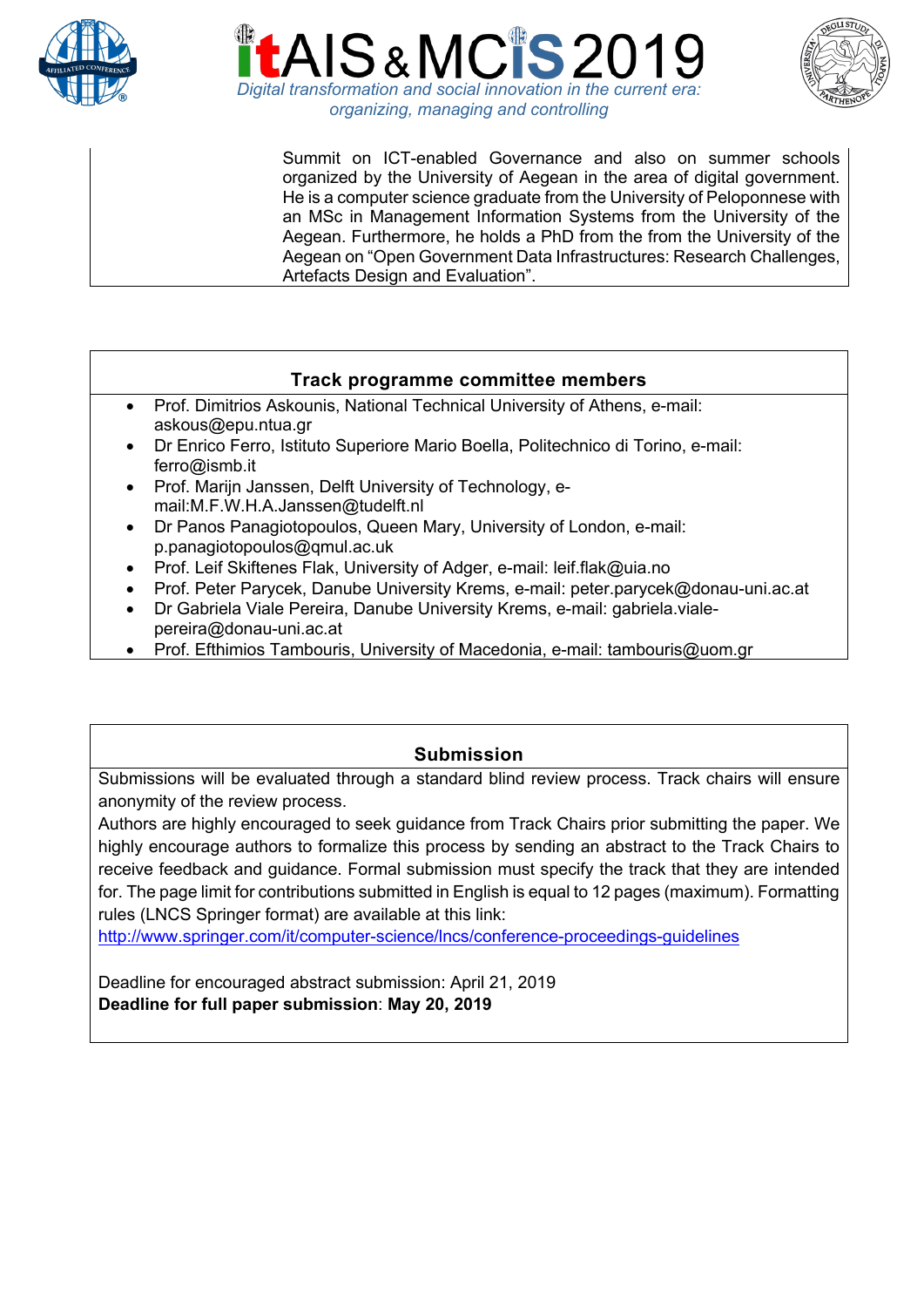Summit on ICT-enabled Governance and also on summer schools organized by the University of Aegean in the area of digital government. He is a computer science graduate from the University of Peloponnese with an MSc in Management Information Systems from the University of the Aegean. Furthermore, he holds a PhD from the from the University of the Aegean on "Open Government Data Infrastructures: Research Challenges, Artefacts Design and Evaluation".

## Track programme committee members

- Prof. Dimitrios Askounis, National Technical University of Athens, e-mail: askous@epu.ntua.gr
- Dr Enrico Ferro, Istituto Superiore Mario Boella, Politechnico di Torino, e-mail: ferro@ismb.it
- Prof. Marijn Janssen, Delft University of Technology, e-mail:M.F.W.H.A.Janssen@tudelft.nl
- Dr Panos Panagiotopoulos, Queen Mary, University of London, e-mail: p.panagiotopoulos@qmul.ac.uk
- Prof. Leif Skiftenes Flak, University of Adger, e-mail: leif.flak@uia.no
- Prof. Peter Parycek, Danube University Krems, e-mail: peter.parycek@donau-uni.ac.at
- Dr Gabriela Viale Pereira, Danube University Krems, e-mail: gabriela.viale-pereira@donau-uni.ac.at
- Prof. Efthimios Tambouris, University of Macedonia, e-mail: tambouris@uom.gr

## Submission

Submissions will be evaluated through a standard blind review process. Track chairs will ensure anonymity of the review process.

Authors are highly encouraged to seek guidance from Track Chairs prior submitting the paper. We highly encourage authors to formalize this process by sending an abstract to the Track Chairs to receive feedback and guidance. Formal submission must specify the track that they are intended for. The page limit for contributions submitted in English is equal to 12 pages (maximum). Formatting rules (LNCS Springer format) are available at this link:
http://www.springer.com/it/computer-science/lncs/conference-proceedings-guidelines

Deadline for encouraged abstract submission: April 21, 2019
**Deadline for full paper submission**: **May 20, 2019**